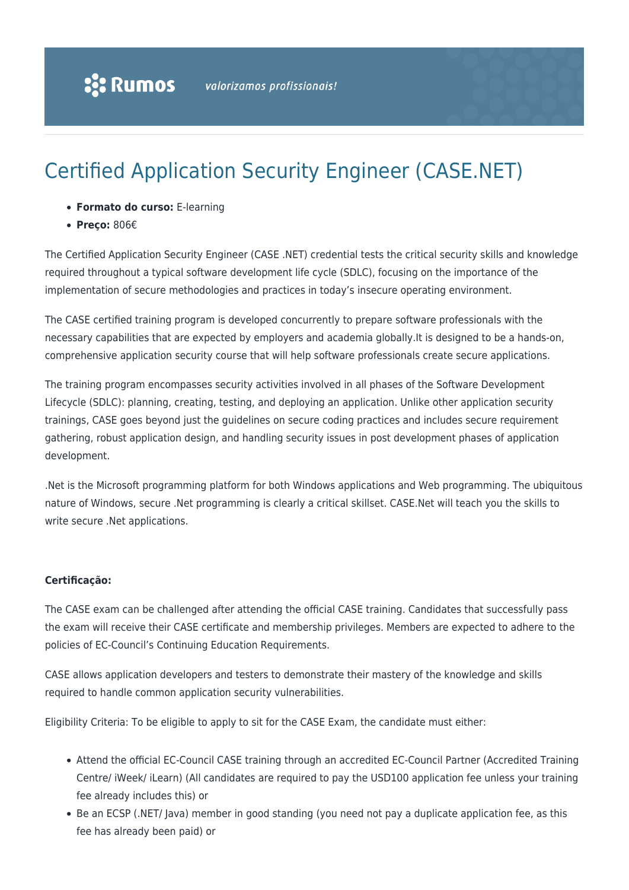# Certified Application Security Engineer (CASE.NET)

- **Formato do curso:** E-learning
- **Preço:** 806€

The Certified Application Security Engineer (CASE .NET) credential tests the critical security skills and knowledge required throughout a typical software development life cycle (SDLC), focusing on the importance of the implementation of secure methodologies and practices in today's insecure operating environment.

The CASE certified training program is developed concurrently to prepare software professionals with the necessary capabilities that are expected by employers and academia globally.It is designed to be a hands-on, comprehensive application security course that will help software professionals create secure applications.

The training program encompasses security activities involved in all phases of the Software Development Lifecycle (SDLC): planning, creating, testing, and deploying an application. Unlike other application security trainings, CASE goes beyond just the guidelines on secure coding practices and includes secure requirement gathering, robust application design, and handling security issues in post development phases of application development.

.Net is the Microsoft programming platform for both Windows applications and Web programming. The ubiquitous nature of Windows, secure .Net programming is clearly a critical skillset. CASE.Net will teach you the skills to write secure .Net applications.

**Certificação:**

The CASE exam can be challenged after attending the official CASE training. Candidates that successfully pass the exam will receive their CASE certificate and membership privileges. Members are expected to adhere to the policies of EC-Council's Continuing Education Requirements.

CASE allows application developers and testers to demonstrate their mastery of the knowledge and skills required to handle common application security vulnerabilities.

Eligibility Criteria: To be eligible to apply to sit for the CASE Exam, the candidate must either:

- Attend the official EC-Council CASE training through an accredited EC-Council Partner (Accredited Training Centre/ iWeek/ iLearn) (All candidates are required to pay the USD100 application fee unless your training fee already includes this) or
- Be an ECSP (.NET/ Java) member in good standing (you need not pay a duplicate application fee, as this fee has already been paid) or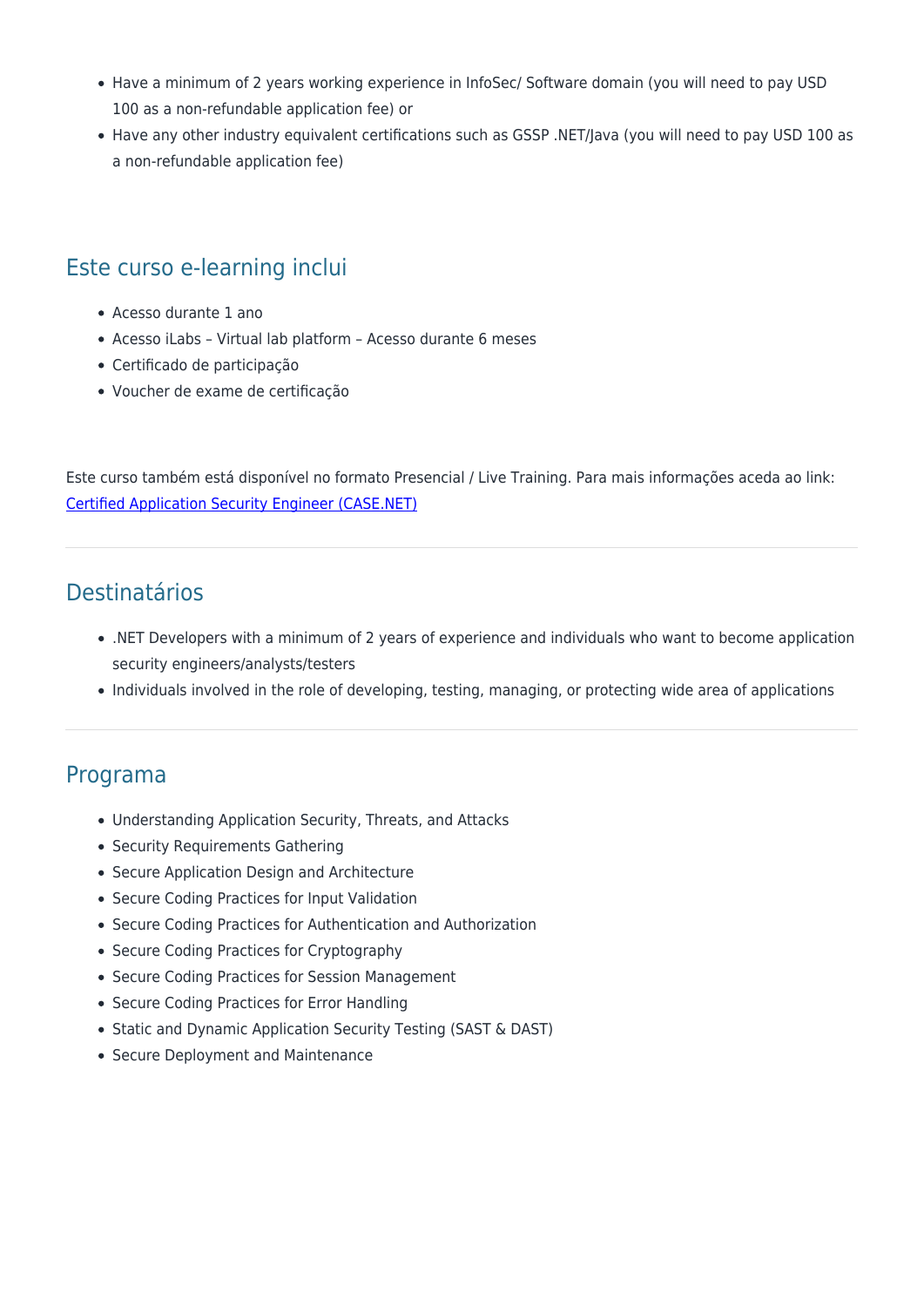- Have a minimum of 2 years working experience in InfoSec/ Software domain (you will need to pay USD 100 as a non-refundable application fee) or
- Have any other industry equivalent certifications such as GSSP .NET/Java (you will need to pay USD 100 as a non-refundable application fee)

## Este curso e-learning inclui

- Acesso durante 1 ano
- Acesso iLabs – Virtual lab platform – Acesso durante 6 meses
- Certificado de participação
- Voucher de exame de certificação

Este curso também está disponível no formato Presencial / Live Training. Para mais informações aceda ao link: [Certified Application Security Engineer (CASE.NET)]()

---

## Destinatários

- .NET Developers with a minimum of 2 years of experience and individuals who want to become application security engineers/analysts/testers
- Individuals involved in the role of developing, testing, managing, or protecting wide area of applications

---

## Programa

- Understanding Application Security, Threats, and Attacks
- Security Requirements Gathering
- Secure Application Design and Architecture
- Secure Coding Practices for Input Validation
- Secure Coding Practices for Authentication and Authorization
- Secure Coding Practices for Cryptography
- Secure Coding Practices for Session Management
- Secure Coding Practices for Error Handling
- Static and Dynamic Application Security Testing (SAST & DAST)
- Secure Deployment and Maintenance